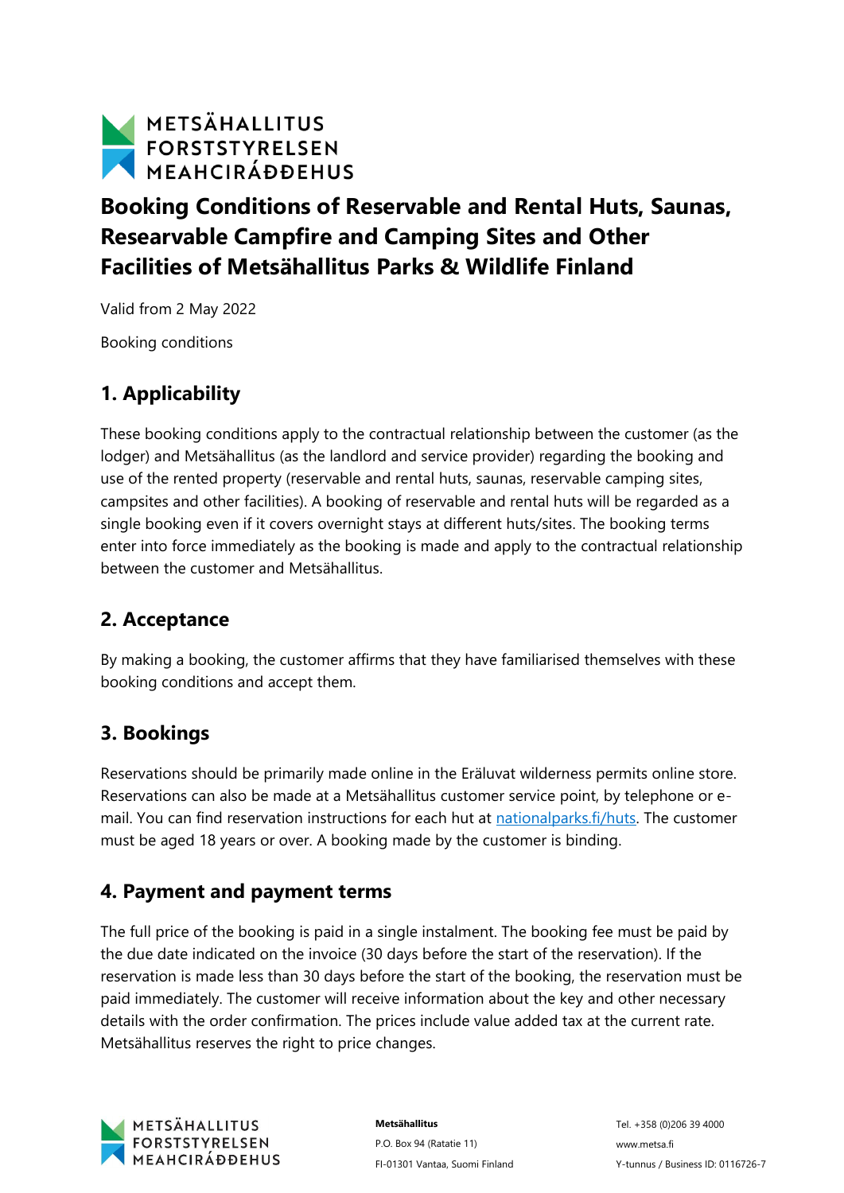# Booking Conditions of Reservable and Rental Huts, Saunas, Researvable Campfire and Camping Sites and Other Facilities of Metsähallitus Parks & Wildlife Finland

Valid from 2 May 2022

Booking conditions

## 1. Applicability

These booking conditions apply to the contractual relationship between the customer (as the lodger) and Metsähallitus (as the landlord and service provider) regarding the booking and use of the rented property (reservable and rental huts, saunas, reservable camping sites, campsites and other facilities). A booking of reservable and rental huts will be regarded as a single booking even if it covers overnight stays at different huts/sites. The booking terms enter into force immediately as the booking is made and apply to the contractual relationship between the customer and Metsähallitus.

## 2. Acceptance

By making a booking, the customer affirms that they have familiarised themselves with these booking conditions and accept them.

## 3. Bookings

Reservations should be primarily made online in the Eräluvat wilderness permits online store. Reservations can also be made at a Metsähallitus customer service point, by telephone or e-mail. You can find reservation instructions for each hut at nationalparks.fi/huts. The customer must be aged 18 years or over. A booking made by the customer is binding.

## 4. Payment and payment terms

The full price of the booking is paid in a single instalment. The booking fee must be paid by the due date indicated on the invoice (30 days before the start of the reservation). If the reservation is made less than 30 days before the start of the booking, the reservation must be paid immediately. The customer will receive information about the key and other necessary details with the order confirmation. The prices include value added tax at the current rate. Metsähallitus reserves the right to price changes.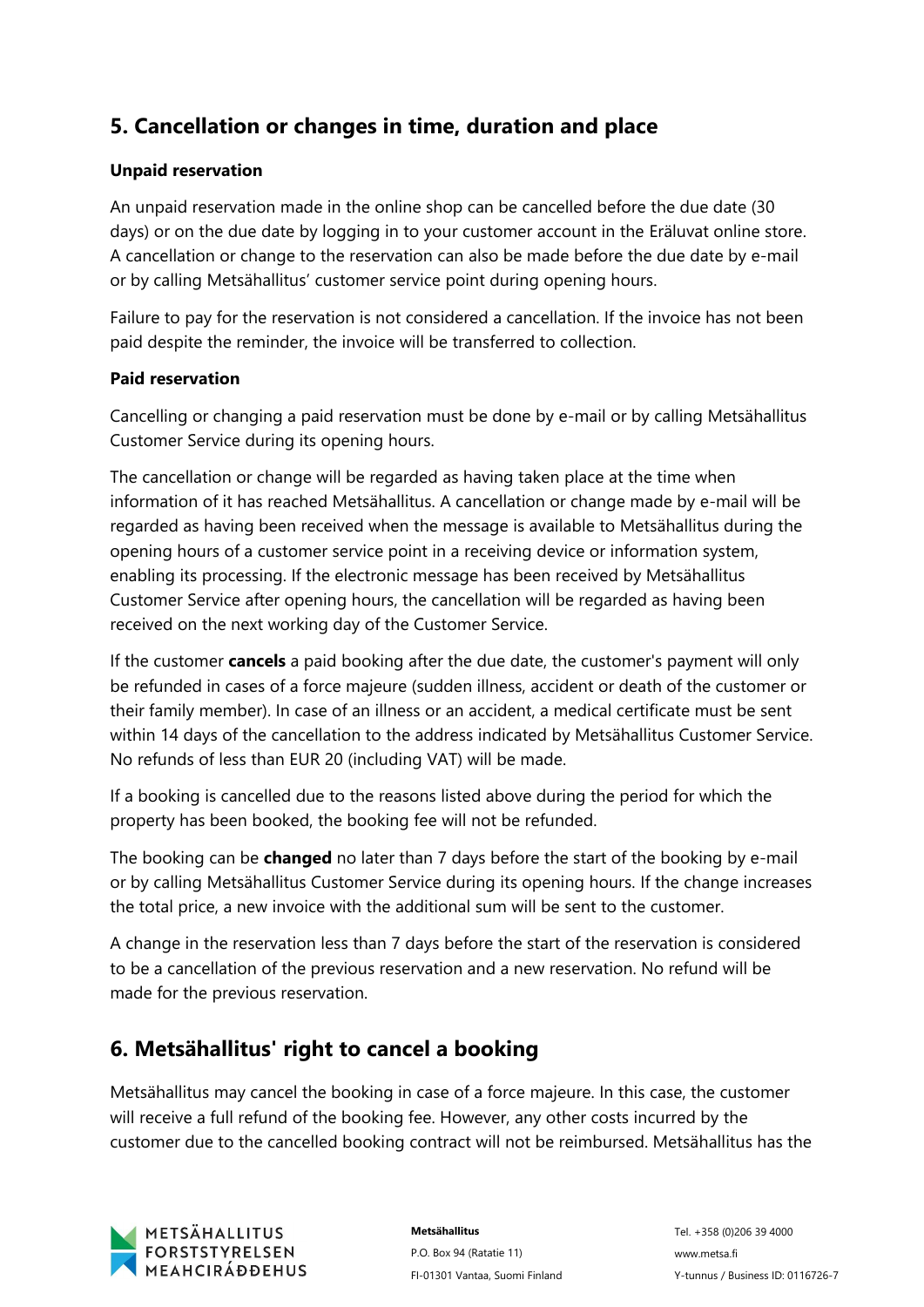## 5. Cancellation or changes in time, duration and place

**Unpaid reservation**

An unpaid reservation made in the online shop can be cancelled before the due date (30 days) or on the due date by logging in to your customer account in the Eräluvat online store. A cancellation or change to the reservation can also be made before the due date by e-mail or by calling Metsähallitus' customer service point during opening hours.

Failure to pay for the reservation is not considered a cancellation. If the invoice has not been paid despite the reminder, the invoice will be transferred to collection.

**Paid reservation**

Cancelling or changing a paid reservation must be done by e-mail or by calling Metsähallitus Customer Service during its opening hours.

The cancellation or change will be regarded as having taken place at the time when information of it has reached Metsähallitus. A cancellation or change made by e-mail will be regarded as having been received when the message is available to Metsähallitus during the opening hours of a customer service point in a receiving device or information system, enabling its processing. If the electronic message has been received by Metsähallitus Customer Service after opening hours, the cancellation will be regarded as having been received on the next working day of the Customer Service.

If the customer **cancels** a paid booking after the due date, the customer's payment will only be refunded in cases of a force majeure (sudden illness, accident or death of the customer or their family member). In case of an illness or an accident, a medical certificate must be sent within 14 days of the cancellation to the address indicated by Metsähallitus Customer Service. No refunds of less than EUR 20 (including VAT) will be made.

If a booking is cancelled due to the reasons listed above during the period for which the property has been booked, the booking fee will not be refunded.

The booking can be **changed** no later than 7 days before the start of the booking by e-mail or by calling Metsähallitus Customer Service during its opening hours. If the change increases the total price, a new invoice with the additional sum will be sent to the customer.

A change in the reservation less than 7 days before the start of the reservation is considered to be a cancellation of the previous reservation and a new reservation. No refund will be made for the previous reservation.

## 6. Metsähallitus' right to cancel a booking

Metsähallitus may cancel the booking in case of a force majeure. In this case, the customer will receive a full refund of the booking fee. However, any other costs incurred by the customer due to the cancelled booking contract will not be reimbursed. Metsähallitus has the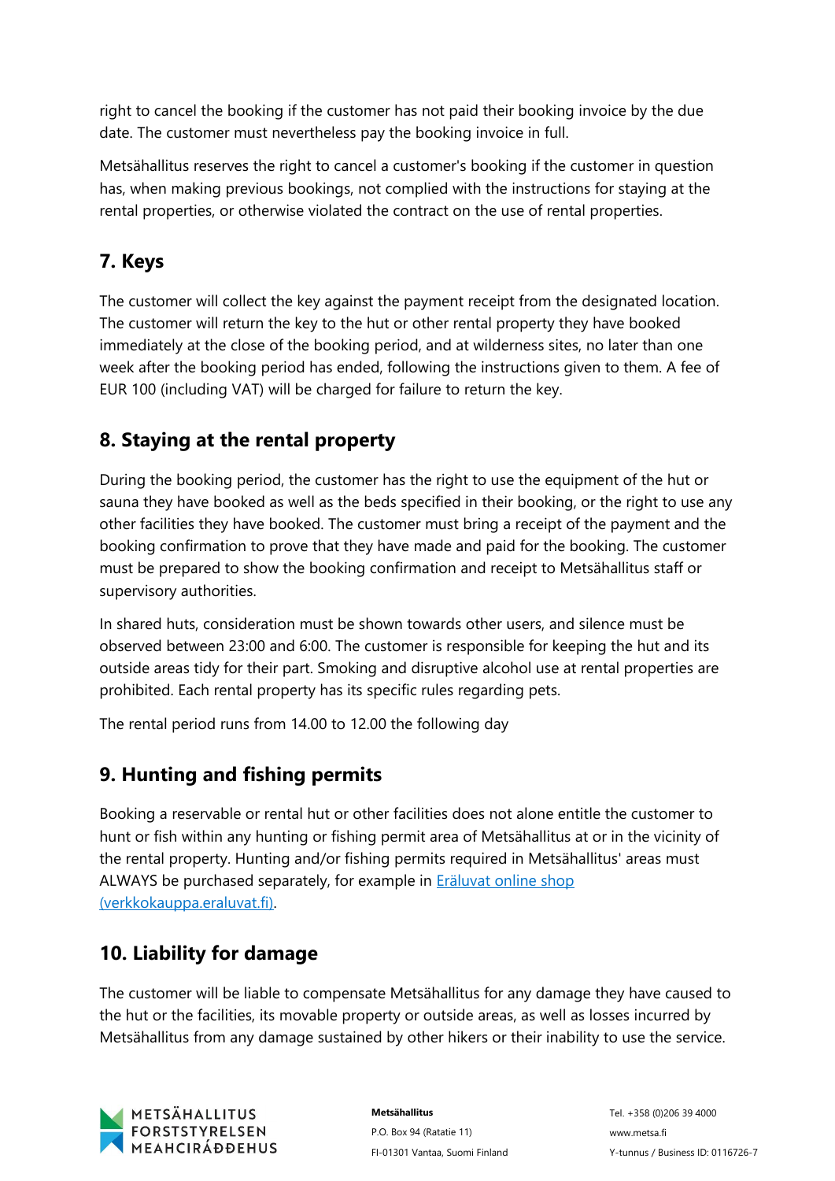right to cancel the booking if the customer has not paid their booking invoice by the due date. The customer must nevertheless pay the booking invoice in full.

Metsähallitus reserves the right to cancel a customer's booking if the customer in question has, when making previous bookings, not complied with the instructions for staying at the rental properties, or otherwise violated the contract on the use of rental properties.

## 7. Keys

The customer will collect the key against the payment receipt from the designated location. The customer will return the key to the hut or other rental property they have booked immediately at the close of the booking period, and at wilderness sites, no later than one week after the booking period has ended, following the instructions given to them. A fee of EUR 100 (including VAT) will be charged for failure to return the key.

## 8. Staying at the rental property

During the booking period, the customer has the right to use the equipment of the hut or sauna they have booked as well as the beds specified in their booking, or the right to use any other facilities they have booked. The customer must bring a receipt of the payment and the booking confirmation to prove that they have made and paid for the booking. The customer must be prepared to show the booking confirmation and receipt to Metsähallitus staff or supervisory authorities.

In shared huts, consideration must be shown towards other users, and silence must be observed between 23:00 and 6:00. The customer is responsible for keeping the hut and its outside areas tidy for their part. Smoking and disruptive alcohol use at rental properties are prohibited. Each rental property has its specific rules regarding pets.

The rental period runs from 14.00 to 12.00 the following day

## 9. Hunting and fishing permits

Booking a reservable or rental hut or other facilities does not alone entitle the customer to hunt or fish within any hunting or fishing permit area of Metsähallitus at or in the vicinity of the rental property. Hunting and/or fishing permits required in Metsähallitus' areas must ALWAYS be purchased separately, for example in [Eräluvat online shop (verkkokauppa.eraluvat.fi)](https://verkkokauppa.eraluvat.fi).

## 10. Liability for damage

The customer will be liable to compensate Metsähallitus for any damage they have caused to the hut or the facilities, its movable property or outside areas, as well as losses incurred by Metsähallitus from any damage sustained by other hikers or their inability to use the service.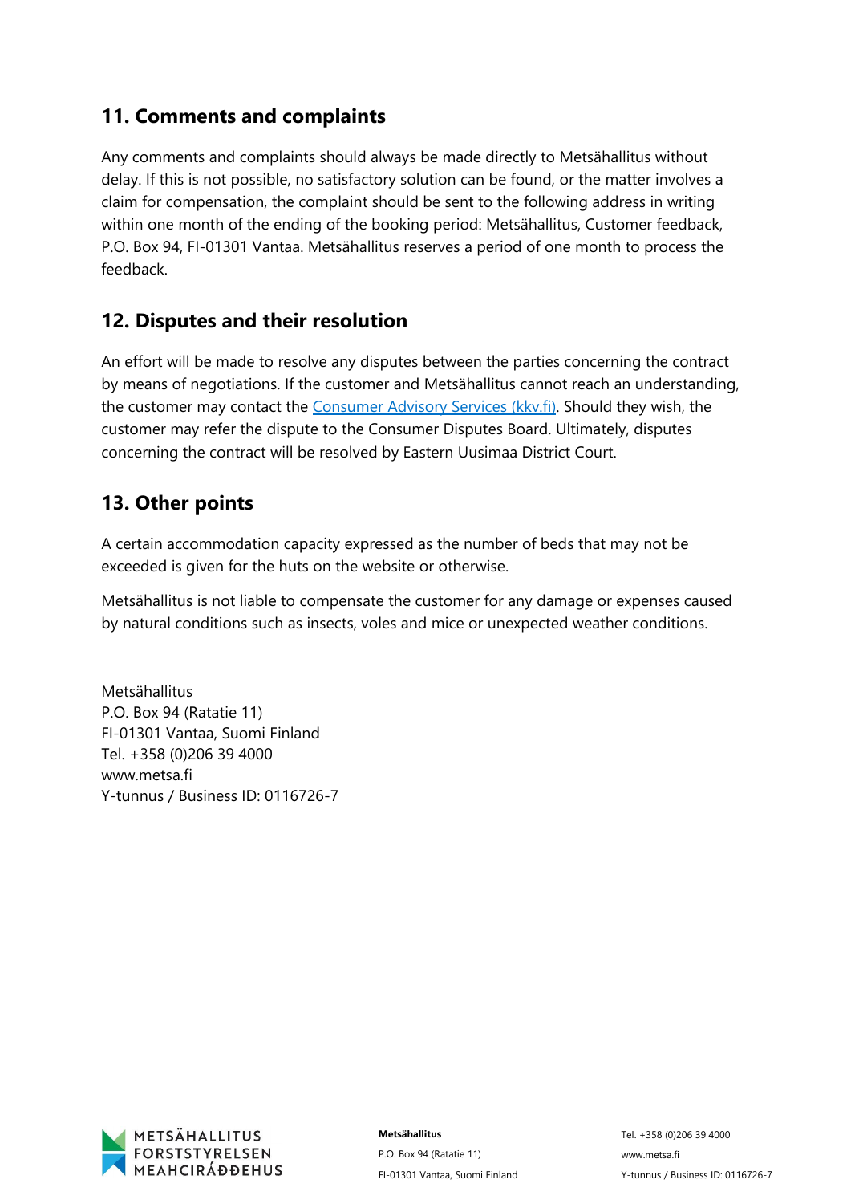## 11. Comments and complaints

Any comments and complaints should always be made directly to Metsähallitus without delay. If this is not possible, no satisfactory solution can be found, or the matter involves a claim for compensation, the complaint should be sent to the following address in writing within one month of the ending of the booking period: Metsähallitus, Customer feedback, P.O. Box 94, FI-01301 Vantaa. Metsähallitus reserves a period of one month to process the feedback.

## 12. Disputes and their resolution

An effort will be made to resolve any disputes between the parties concerning the contract by means of negotiations. If the customer and Metsähallitus cannot reach an understanding, the customer may contact the [Consumer Advisory Services (kkv.fi)](https://www.kkv.fi). Should they wish, the customer may refer the dispute to the Consumer Disputes Board. Ultimately, disputes concerning the contract will be resolved by Eastern Uusimaa District Court.

## 13. Other points

A certain accommodation capacity expressed as the number of beds that may not be exceeded is given for the huts on the website or otherwise.

Metsähallitus is not liable to compensate the customer for any damage or expenses caused by natural conditions such as insects, voles and mice or unexpected weather conditions.

Metsähallitus  
P.O. Box 94 (Ratatie 11)  
FI-01301 Vantaa, Suomi Finland  
Tel. +358 (0)206 39 4000  
www.metsa.fi  
Y-tunnus / Business ID: 0116726-7